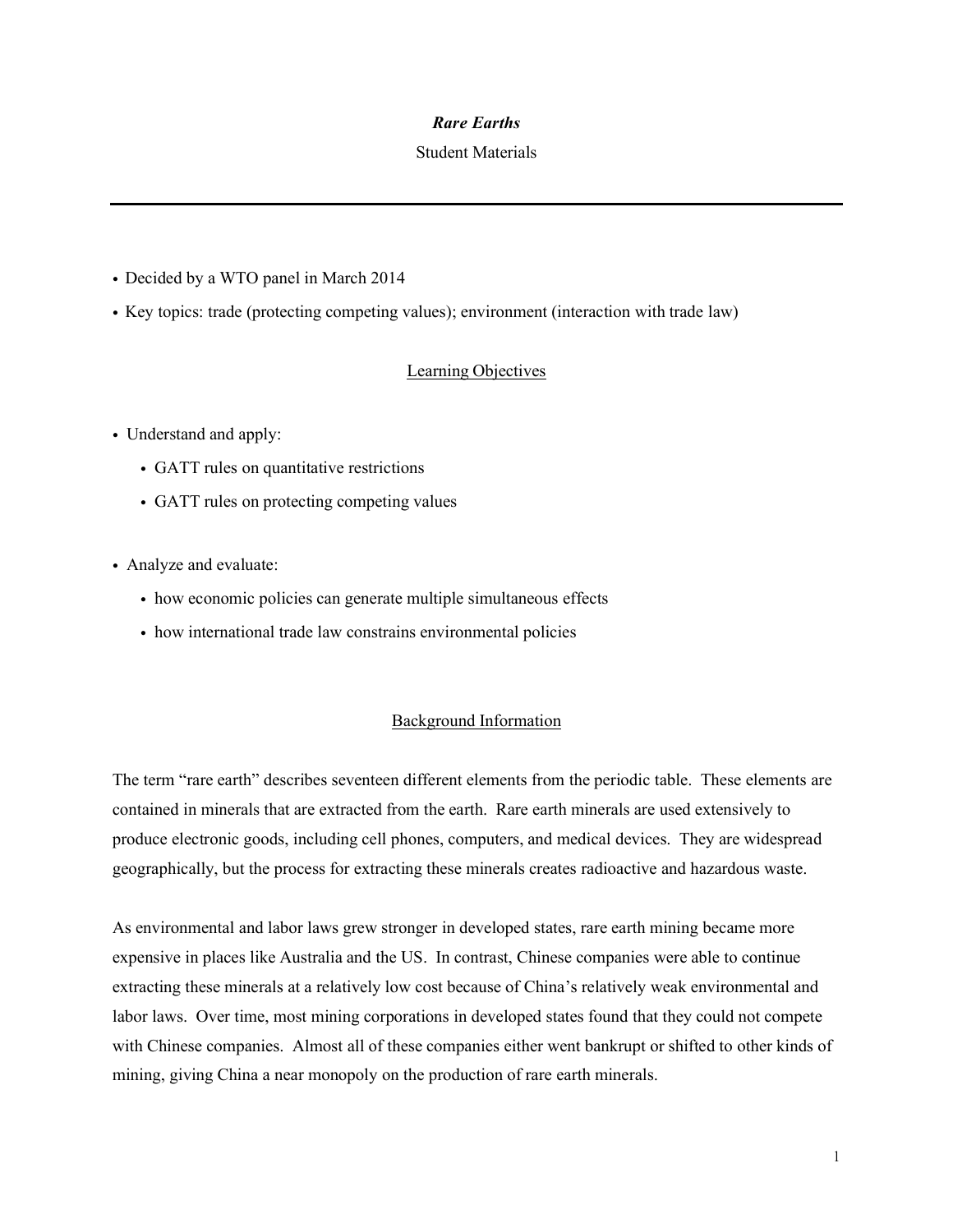# *Rare Earths*

Student Materials

---

- Decided by a WTO panel in March 2014
- Key topics: trade (protecting competing values); environment (interaction with trade law)

## Learning Objectives

- Understand and apply:
  - GATT rules on quantitative restrictions
  - GATT rules on protecting competing values

- Analyze and evaluate:
  - how economic policies can generate multiple simultaneous effects
  - how international trade law constrains environmental policies

## Background Information

The term "rare earth" describes seventeen different elements from the periodic table. These elements are contained in minerals that are extracted from the earth. Rare earth minerals are used extensively to produce electronic goods, including cell phones, computers, and medical devices. They are widespread geographically, but the process for extracting these minerals creates radioactive and hazardous waste.

As environmental and labor laws grew stronger in developed states, rare earth mining became more expensive in places like Australia and the US. In contrast, Chinese companies were able to continue extracting these minerals at a relatively low cost because of China's relatively weak environmental and labor laws. Over time, most mining corporations in developed states found that they could not compete with Chinese companies. Almost all of these companies either went bankrupt or shifted to other kinds of mining, giving China a near monopoly on the production of rare earth minerals.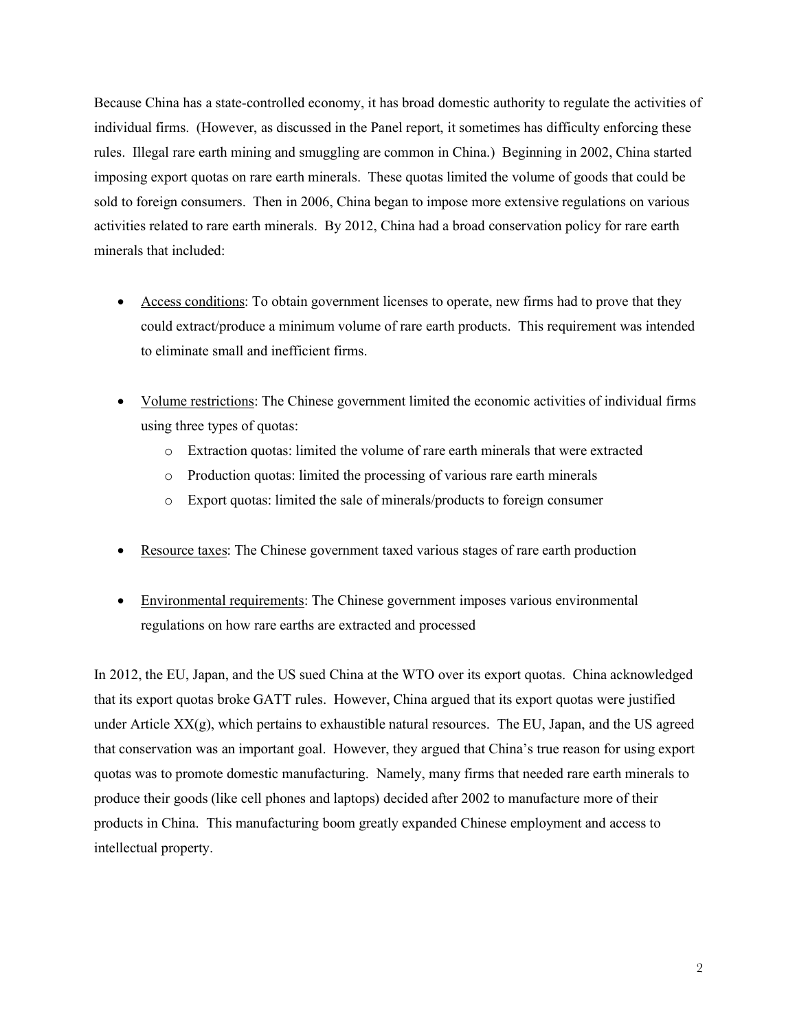Because China has a state-controlled economy, it has broad domestic authority to regulate the activities of individual firms. (However, as discussed in the Panel report, it sometimes has difficulty enforcing these rules. Illegal rare earth mining and smuggling are common in China.) Beginning in 2002, China started imposing export quotas on rare earth minerals. These quotas limited the volume of goods that could be sold to foreign consumers. Then in 2006, China began to impose more extensive regulations on various activities related to rare earth minerals. By 2012, China had a broad conservation policy for rare earth minerals that included:

- Access conditions: To obtain government licenses to operate, new firms had to prove that they could extract/produce a minimum volume of rare earth products. This requirement was intended to eliminate small and inefficient firms.

- Volume restrictions: The Chinese government limited the economic activities of individual firms using three types of quotas:
  - Extraction quotas: limited the volume of rare earth minerals that were extracted
  - Production quotas: limited the processing of various rare earth minerals
  - Export quotas: limited the sale of minerals/products to foreign consumer

- Resource taxes: The Chinese government taxed various stages of rare earth production

- Environmental requirements: The Chinese government imposes various environmental regulations on how rare earths are extracted and processed

In 2012, the EU, Japan, and the US sued China at the WTO over its export quotas. China acknowledged that its export quotas broke GATT rules. However, China argued that its export quotas were justified under Article XX(g), which pertains to exhaustible natural resources. The EU, Japan, and the US agreed that conservation was an important goal. However, they argued that China's true reason for using export quotas was to promote domestic manufacturing. Namely, many firms that needed rare earth minerals to produce their goods (like cell phones and laptops) decided after 2002 to manufacture more of their products in China. This manufacturing boom greatly expanded Chinese employment and access to intellectual property.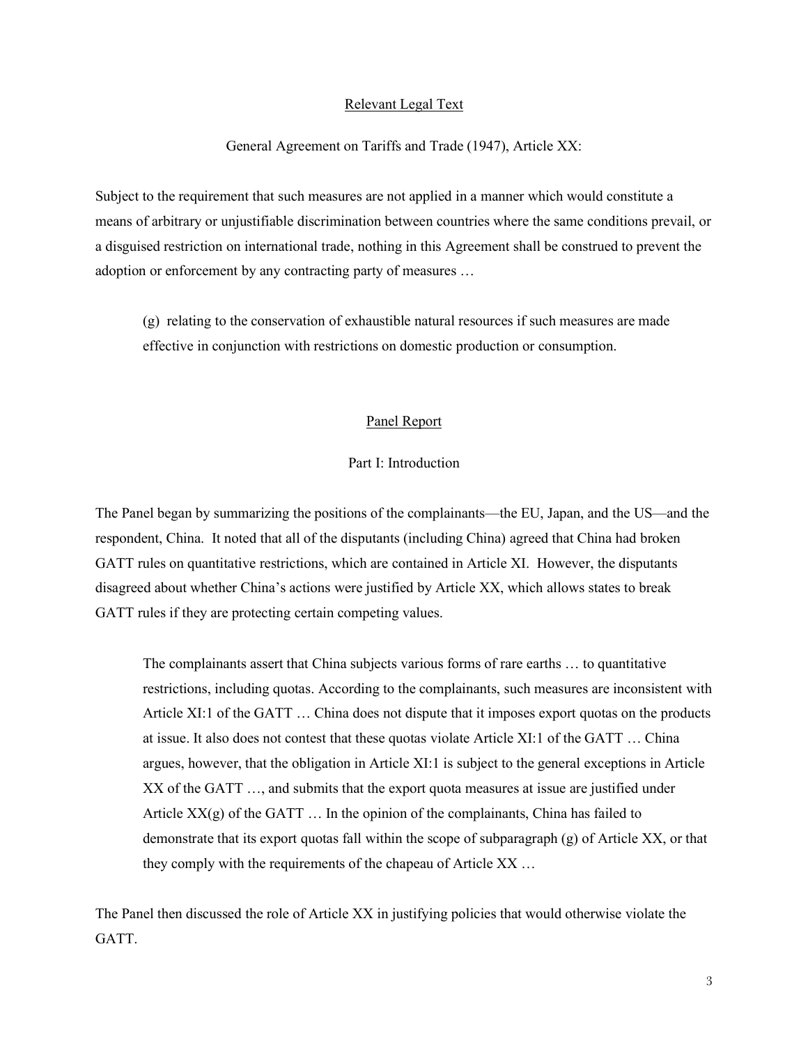## Relevant Legal Text

General Agreement on Tariffs and Trade (1947), Article XX:

Subject to the requirement that such measures are not applied in a manner which would constitute a means of arbitrary or unjustifiable discrimination between countries where the same conditions prevail, or a disguised restriction on international trade, nothing in this Agreement shall be construed to prevent the adoption or enforcement by any contracting party of measures …

> (g) relating to the conservation of exhaustible natural resources if such measures are made effective in conjunction with restrictions on domestic production or consumption.

## Panel Report

### Part I: Introduction

The Panel began by summarizing the positions of the complainants—the EU, Japan, and the US—and the respondent, China. It noted that all of the disputants (including China) agreed that China had broken GATT rules on quantitative restrictions, which are contained in Article XI. However, the disputants disagreed about whether China's actions were justified by Article XX, which allows states to break GATT rules if they are protecting certain competing values.

> The complainants assert that China subjects various forms of rare earths … to quantitative restrictions, including quotas. According to the complainants, such measures are inconsistent with Article XI:1 of the GATT … China does not dispute that it imposes export quotas on the products at issue. It also does not contest that these quotas violate Article XI:1 of the GATT … China argues, however, that the obligation in Article XI:1 is subject to the general exceptions in Article XX of the GATT …, and submits that the export quota measures at issue are justified under Article XX(g) of the GATT … In the opinion of the complainants, China has failed to demonstrate that its export quotas fall within the scope of subparagraph (g) of Article XX, or that they comply with the requirements of the chapeau of Article XX …

The Panel then discussed the role of Article XX in justifying policies that would otherwise violate the GATT.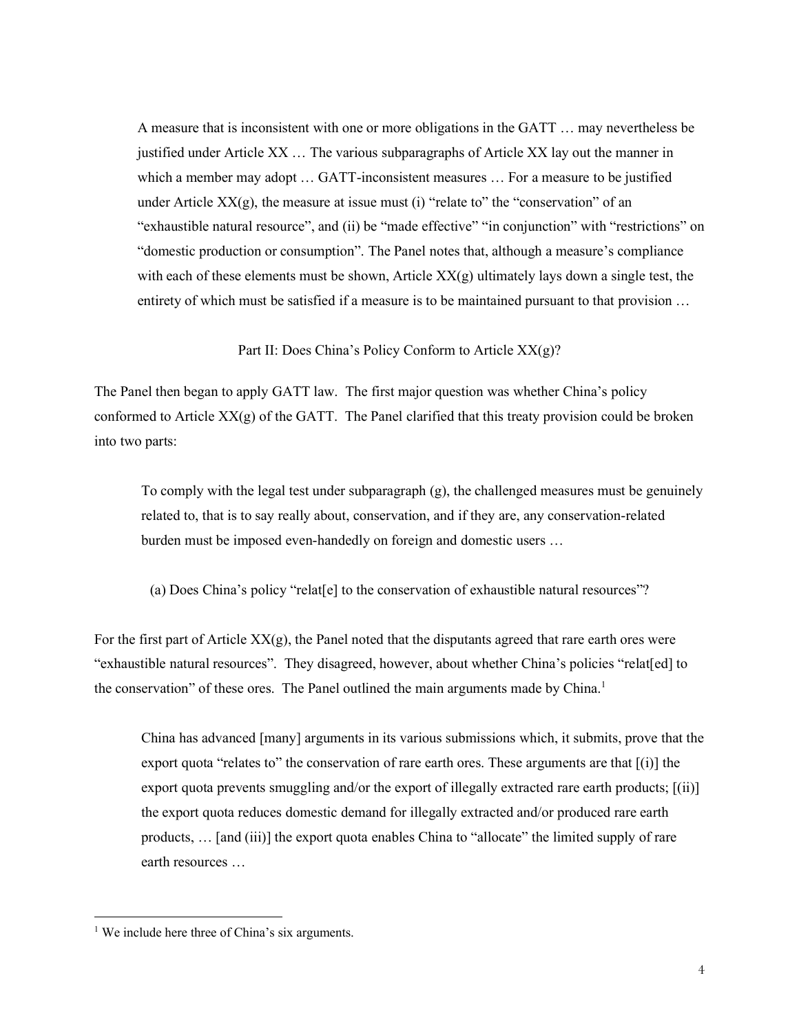> A measure that is inconsistent with one or more obligations in the GATT … may nevertheless be justified under Article XX … The various subparagraphs of Article XX lay out the manner in which a member may adopt … GATT-inconsistent measures … For a measure to be justified under Article XX(g), the measure at issue must (i) "relate to" the "conservation" of an "exhaustible natural resource", and (ii) be "made effective" "in conjunction" with "restrictions" on "domestic production or consumption". The Panel notes that, although a measure's compliance with each of these elements must be shown, Article XX(g) ultimately lays down a single test, the entirety of which must be satisfied if a measure is to be maintained pursuant to that provision …

## Part II: Does China's Policy Conform to Article XX(g)?

The Panel then began to apply GATT law. The first major question was whether China's policy conformed to Article XX(g) of the GATT. The Panel clarified that this treaty provision could be broken into two parts:

> To comply with the legal test under subparagraph (g), the challenged measures must be genuinely related to, that is to say really about, conservation, and if they are, any conservation-related burden must be imposed even-handedly on foreign and domestic users …

### (a) Does China's policy "relat[e] to the conservation of exhaustible natural resources"?

For the first part of Article XX(g), the Panel noted that the disputants agreed that rare earth ores were "exhaustible natural resources". They disagreed, however, about whether China's policies "relat[ed] to the conservation" of these ores. The Panel outlined the main arguments made by China.[1]

> China has advanced [many] arguments in its various submissions which, it submits, prove that the export quota "relates to" the conservation of rare earth ores. These arguments are that [(i)] the export quota prevents smuggling and/or the export of illegally extracted rare earth products; [(ii)] the export quota reduces domestic demand for illegally extracted and/or produced rare earth products, … [and (iii)] the export quota enables China to "allocate" the limited supply of rare earth resources …

---

[1] We include here three of China's six arguments.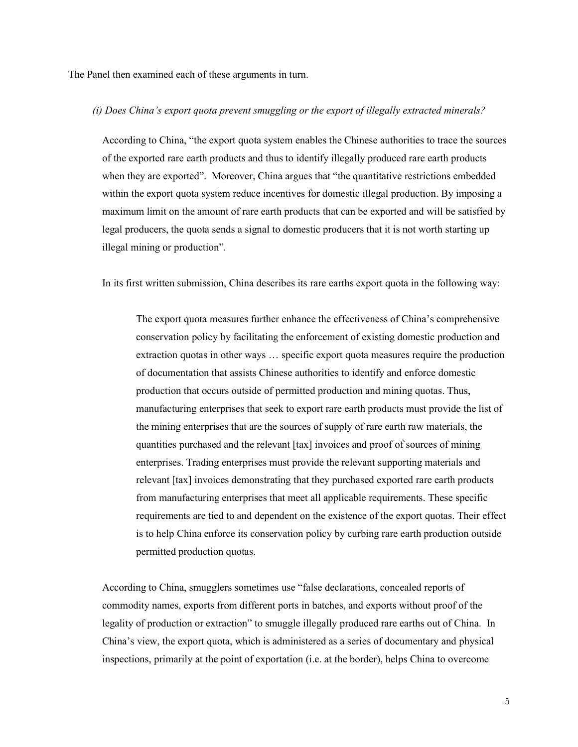The Panel then examined each of these arguments in turn.

*(i) Does China's export quota prevent smuggling or the export of illegally extracted minerals?*

According to China, "the export quota system enables the Chinese authorities to trace the sources of the exported rare earth products and thus to identify illegally produced rare earth products when they are exported". Moreover, China argues that "the quantitative restrictions embedded within the export quota system reduce incentives for domestic illegal production. By imposing a maximum limit on the amount of rare earth products that can be exported and will be satisfied by legal producers, the quota sends a signal to domestic producers that it is not worth starting up illegal mining or production".

In its first written submission, China describes its rare earths export quota in the following way:

> The export quota measures further enhance the effectiveness of China's comprehensive conservation policy by facilitating the enforcement of existing domestic production and extraction quotas in other ways … specific export quota measures require the production of documentation that assists Chinese authorities to identify and enforce domestic production that occurs outside of permitted production and mining quotas. Thus, manufacturing enterprises that seek to export rare earth products must provide the list of the mining enterprises that are the sources of supply of rare earth raw materials, the quantities purchased and the relevant [tax] invoices and proof of sources of mining enterprises. Trading enterprises must provide the relevant supporting materials and relevant [tax] invoices demonstrating that they purchased exported rare earth products from manufacturing enterprises that meet all applicable requirements. These specific requirements are tied to and dependent on the existence of the export quotas. Their effect is to help China enforce its conservation policy by curbing rare earth production outside permitted production quotas.

According to China, smugglers sometimes use "false declarations, concealed reports of commodity names, exports from different ports in batches, and exports without proof of the legality of production or extraction" to smuggle illegally produced rare earths out of China. In China's view, the export quota, which is administered as a series of documentary and physical inspections, primarily at the point of exportation (i.e. at the border), helps China to overcome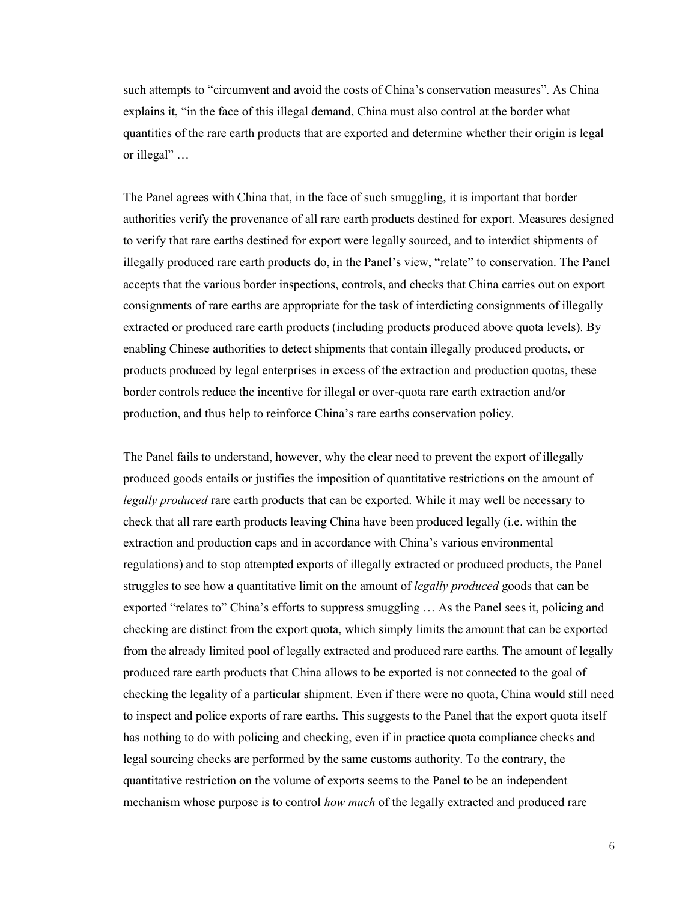such attempts to "circumvent and avoid the costs of China's conservation measures". As China explains it, "in the face of this illegal demand, China must also control at the border what quantities of the rare earth products that are exported and determine whether their origin is legal or illegal" …

The Panel agrees with China that, in the face of such smuggling, it is important that border authorities verify the provenance of all rare earth products destined for export. Measures designed to verify that rare earths destined for export were legally sourced, and to interdict shipments of illegally produced rare earth products do, in the Panel's view, "relate" to conservation. The Panel accepts that the various border inspections, controls, and checks that China carries out on export consignments of rare earths are appropriate for the task of interdicting consignments of illegally extracted or produced rare earth products (including products produced above quota levels). By enabling Chinese authorities to detect shipments that contain illegally produced products, or products produced by legal enterprises in excess of the extraction and production quotas, these border controls reduce the incentive for illegal or over-quota rare earth extraction and/or production, and thus help to reinforce China's rare earths conservation policy.

The Panel fails to understand, however, why the clear need to prevent the export of illegally produced goods entails or justifies the imposition of quantitative restrictions on the amount of *legally produced* rare earth products that can be exported. While it may well be necessary to check that all rare earth products leaving China have been produced legally (i.e. within the extraction and production caps and in accordance with China's various environmental regulations) and to stop attempted exports of illegally extracted or produced products, the Panel struggles to see how a quantitative limit on the amount of *legally produced* goods that can be exported "relates to" China's efforts to suppress smuggling … As the Panel sees it, policing and checking are distinct from the export quota, which simply limits the amount that can be exported from the already limited pool of legally extracted and produced rare earths. The amount of legally produced rare earth products that China allows to be exported is not connected to the goal of checking the legality of a particular shipment. Even if there were no quota, China would still need to inspect and police exports of rare earths. This suggests to the Panel that the export quota itself has nothing to do with policing and checking, even if in practice quota compliance checks and legal sourcing checks are performed by the same customs authority. To the contrary, the quantitative restriction on the volume of exports seems to the Panel to be an independent mechanism whose purpose is to control *how much* of the legally extracted and produced rare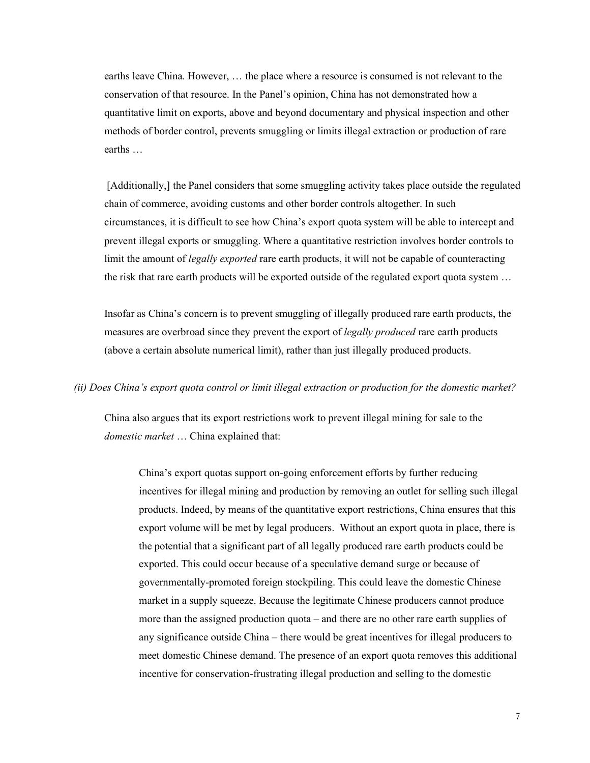earths leave China. However, … the place where a resource is consumed is not relevant to the conservation of that resource. In the Panel's opinion, China has not demonstrated how a quantitative limit on exports, above and beyond documentary and physical inspection and other methods of border control, prevents smuggling or limits illegal extraction or production of rare earths …

[Additionally,] the Panel considers that some smuggling activity takes place outside the regulated chain of commerce, avoiding customs and other border controls altogether. In such circumstances, it is difficult to see how China's export quota system will be able to intercept and prevent illegal exports or smuggling. Where a quantitative restriction involves border controls to limit the amount of *legally exported* rare earth products, it will not be capable of counteracting the risk that rare earth products will be exported outside of the regulated export quota system …

Insofar as China's concern is to prevent smuggling of illegally produced rare earth products, the measures are overbroad since they prevent the export of *legally produced* rare earth products (above a certain absolute numerical limit), rather than just illegally produced products.

*(ii) Does China's export quota control or limit illegal extraction or production for the domestic market?*

China also argues that its export restrictions work to prevent illegal mining for sale to the *domestic market* … China explained that:

> China's export quotas support on-going enforcement efforts by further reducing incentives for illegal mining and production by removing an outlet for selling such illegal products. Indeed, by means of the quantitative export restrictions, China ensures that this export volume will be met by legal producers. Without an export quota in place, there is the potential that a significant part of all legally produced rare earth products could be exported. This could occur because of a speculative demand surge or because of governmentally-promoted foreign stockpiling. This could leave the domestic Chinese market in a supply squeeze. Because the legitimate Chinese producers cannot produce more than the assigned production quota – and there are no other rare earth supplies of any significance outside China – there would be great incentives for illegal producers to meet domestic Chinese demand. The presence of an export quota removes this additional incentive for conservation-frustrating illegal production and selling to the domestic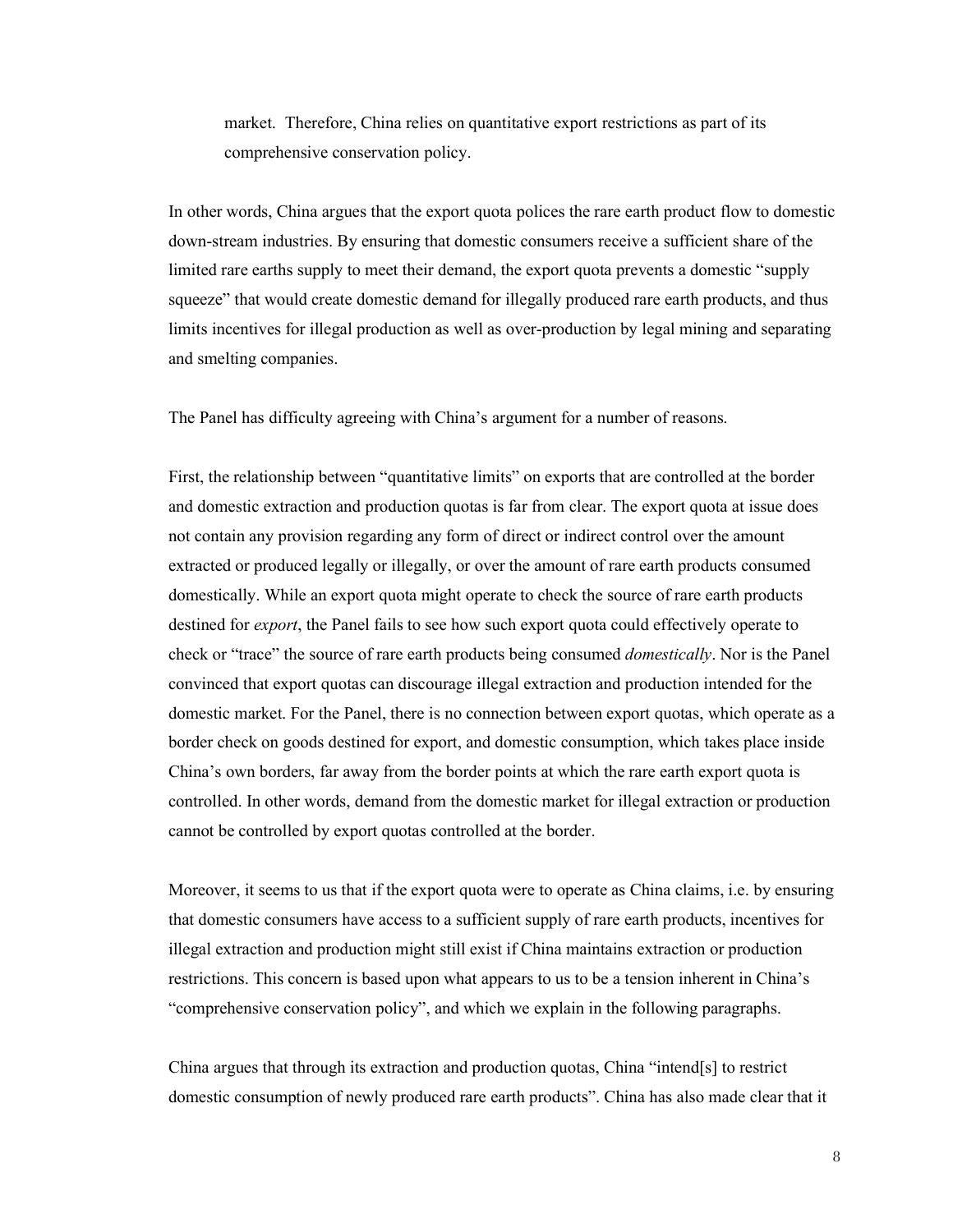> market. Therefore, China relies on quantitative export restrictions as part of its comprehensive conservation policy.

In other words, China argues that the export quota polices the rare earth product flow to domestic down-stream industries. By ensuring that domestic consumers receive a sufficient share of the limited rare earths supply to meet their demand, the export quota prevents a domestic "supply squeeze" that would create domestic demand for illegally produced rare earth products, and thus limits incentives for illegal production as well as over-production by legal mining and separating and smelting companies.

The Panel has difficulty agreeing with China's argument for a number of reasons.

First, the relationship between "quantitative limits" on exports that are controlled at the border and domestic extraction and production quotas is far from clear. The export quota at issue does not contain any provision regarding any form of direct or indirect control over the amount extracted or produced legally or illegally, or over the amount of rare earth products consumed domestically. While an export quota might operate to check the source of rare earth products destined for *export*, the Panel fails to see how such export quota could effectively operate to check or "trace" the source of rare earth products being consumed *domestically*. Nor is the Panel convinced that export quotas can discourage illegal extraction and production intended for the domestic market. For the Panel, there is no connection between export quotas, which operate as a border check on goods destined for export, and domestic consumption, which takes place inside China's own borders, far away from the border points at which the rare earth export quota is controlled. In other words, demand from the domestic market for illegal extraction or production cannot be controlled by export quotas controlled at the border.

Moreover, it seems to us that if the export quota were to operate as China claims, i.e. by ensuring that domestic consumers have access to a sufficient supply of rare earth products, incentives for illegal extraction and production might still exist if China maintains extraction or production restrictions. This concern is based upon what appears to us to be a tension inherent in China's "comprehensive conservation policy", and which we explain in the following paragraphs.

China argues that through its extraction and production quotas, China "intend[s] to restrict domestic consumption of newly produced rare earth products". China has also made clear that it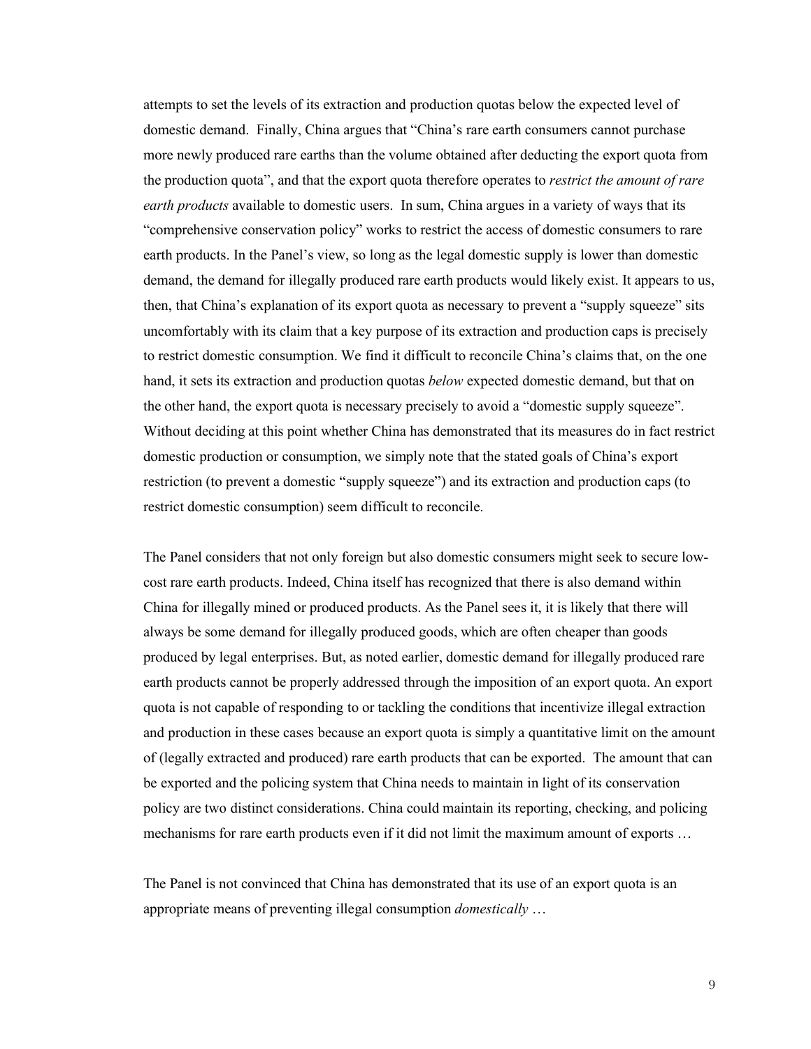attempts to set the levels of its extraction and production quotas below the expected level of domestic demand. Finally, China argues that "China's rare earth consumers cannot purchase more newly produced rare earths than the volume obtained after deducting the export quota from the production quota", and that the export quota therefore operates to *restrict the amount of rare earth products* available to domestic users. In sum, China argues in a variety of ways that its "comprehensive conservation policy" works to restrict the access of domestic consumers to rare earth products. In the Panel's view, so long as the legal domestic supply is lower than domestic demand, the demand for illegally produced rare earth products would likely exist. It appears to us, then, that China's explanation of its export quota as necessary to prevent a "supply squeeze" sits uncomfortably with its claim that a key purpose of its extraction and production caps is precisely to restrict domestic consumption. We find it difficult to reconcile China's claims that, on the one hand, it sets its extraction and production quotas *below* expected domestic demand, but that on the other hand, the export quota is necessary precisely to avoid a "domestic supply squeeze". Without deciding at this point whether China has demonstrated that its measures do in fact restrict domestic production or consumption, we simply note that the stated goals of China's export restriction (to prevent a domestic "supply squeeze") and its extraction and production caps (to restrict domestic consumption) seem difficult to reconcile.

The Panel considers that not only foreign but also domestic consumers might seek to secure low-cost rare earth products. Indeed, China itself has recognized that there is also demand within China for illegally mined or produced products. As the Panel sees it, it is likely that there will always be some demand for illegally produced goods, which are often cheaper than goods produced by legal enterprises. But, as noted earlier, domestic demand for illegally produced rare earth products cannot be properly addressed through the imposition of an export quota. An export quota is not capable of responding to or tackling the conditions that incentivize illegal extraction and production in these cases because an export quota is simply a quantitative limit on the amount of (legally extracted and produced) rare earth products that can be exported. The amount that can be exported and the policing system that China needs to maintain in light of its conservation policy are two distinct considerations. China could maintain its reporting, checking, and policing mechanisms for rare earth products even if it did not limit the maximum amount of exports …

The Panel is not convinced that China has demonstrated that its use of an export quota is an appropriate means of preventing illegal consumption *domestically* …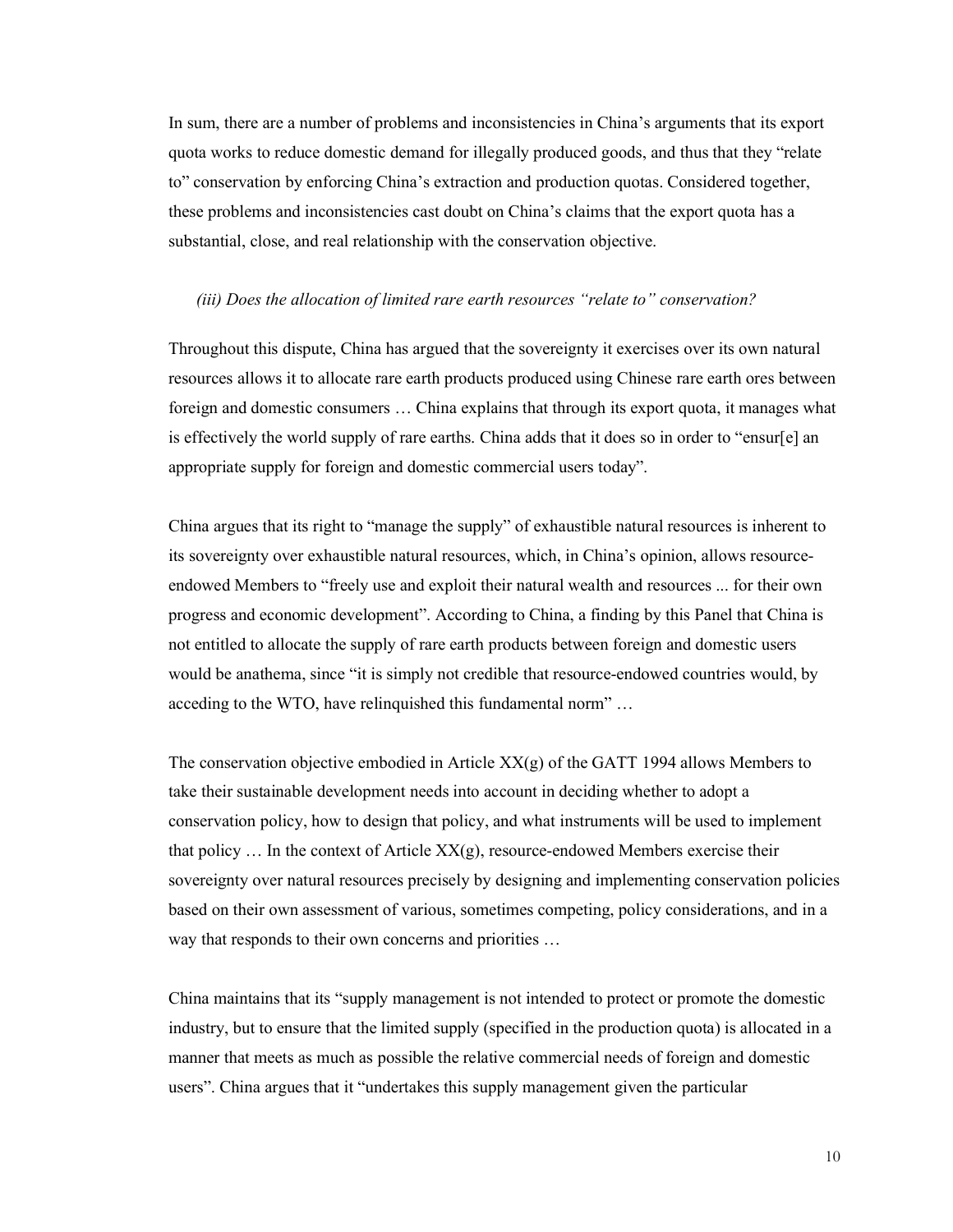In sum, there are a number of problems and inconsistencies in China's arguments that its export quota works to reduce domestic demand for illegally produced goods, and thus that they "relate to" conservation by enforcing China's extraction and production quotas. Considered together, these problems and inconsistencies cast doubt on China's claims that the export quota has a substantial, close, and real relationship with the conservation objective.

*(iii) Does the allocation of limited rare earth resources "relate to" conservation?*

Throughout this dispute, China has argued that the sovereignty it exercises over its own natural resources allows it to allocate rare earth products produced using Chinese rare earth ores between foreign and domestic consumers … China explains that through its export quota, it manages what is effectively the world supply of rare earths. China adds that it does so in order to "ensur[e] an appropriate supply for foreign and domestic commercial users today".

China argues that its right to "manage the supply" of exhaustible natural resources is inherent to its sovereignty over exhaustible natural resources, which, in China's opinion, allows resource-endowed Members to "freely use and exploit their natural wealth and resources ... for their own progress and economic development". According to China, a finding by this Panel that China is not entitled to allocate the supply of rare earth products between foreign and domestic users would be anathema, since "it is simply not credible that resource-endowed countries would, by acceding to the WTO, have relinquished this fundamental norm" …

The conservation objective embodied in Article XX(g) of the GATT 1994 allows Members to take their sustainable development needs into account in deciding whether to adopt a conservation policy, how to design that policy, and what instruments will be used to implement that policy … In the context of Article XX(g), resource-endowed Members exercise their sovereignty over natural resources precisely by designing and implementing conservation policies based on their own assessment of various, sometimes competing, policy considerations, and in a way that responds to their own concerns and priorities …

China maintains that its "supply management is not intended to protect or promote the domestic industry, but to ensure that the limited supply (specified in the production quota) is allocated in a manner that meets as much as possible the relative commercial needs of foreign and domestic users". China argues that it "undertakes this supply management given the particular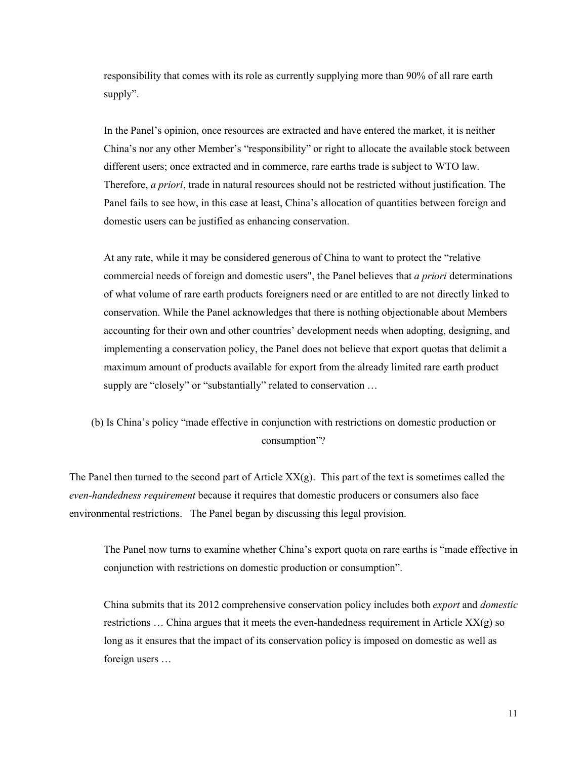> responsibility that comes with its role as currently supplying more than 90% of all rare earth supply".
>
> In the Panel's opinion, once resources are extracted and have entered the market, it is neither China's nor any other Member's "responsibility" or right to allocate the available stock between different users; once extracted and in commerce, rare earths trade is subject to WTO law. Therefore, *a priori*, trade in natural resources should not be restricted without justification. The Panel fails to see how, in this case at least, China's allocation of quantities between foreign and domestic users can be justified as enhancing conservation.
>
> At any rate, while it may be considered generous of China to want to protect the "relative commercial needs of foreign and domestic users", the Panel believes that *a priori* determinations of what volume of rare earth products foreigners need or are entitled to are not directly linked to conservation. While the Panel acknowledges that there is nothing objectionable about Members accounting for their own and other countries' development needs when adopting, designing, and implementing a conservation policy, the Panel does not believe that export quotas that delimit a maximum amount of products available for export from the already limited rare earth product supply are "closely" or "substantially" related to conservation …

(b) Is China's policy "made effective in conjunction with restrictions on domestic production or consumption"?

The Panel then turned to the second part of Article XX(g). This part of the text is sometimes called the *even-handedness requirement* because it requires that domestic producers or consumers also face environmental restrictions. The Panel began by discussing this legal provision.

> The Panel now turns to examine whether China's export quota on rare earths is "made effective in conjunction with restrictions on domestic production or consumption".
>
> China submits that its 2012 comprehensive conservation policy includes both *export* and *domestic* restrictions … China argues that it meets the even-handedness requirement in Article XX(g) so long as it ensures that the impact of its conservation policy is imposed on domestic as well as foreign users …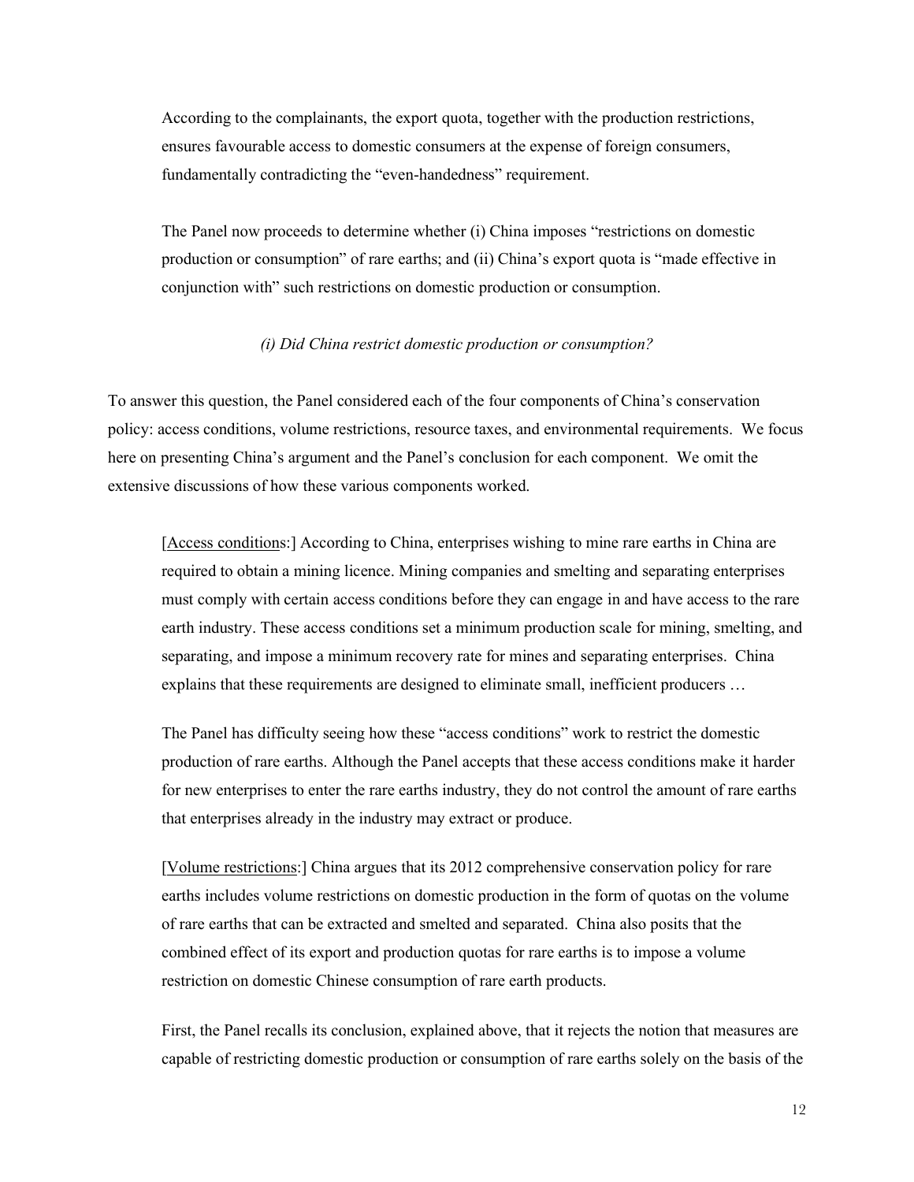According to the complainants, the export quota, together with the production restrictions, ensures favourable access to domestic consumers at the expense of foreign consumers, fundamentally contradicting the "even-handedness" requirement.

The Panel now proceeds to determine whether (i) China imposes "restrictions on domestic production or consumption" of rare earths; and (ii) China's export quota is "made effective in conjunction with" such restrictions on domestic production or consumption.

*(i) Did China restrict domestic production or consumption?*

To answer this question, the Panel considered each of the four components of China's conservation policy: access conditions, volume restrictions, resource taxes, and environmental requirements. We focus here on presenting China's argument and the Panel's conclusion for each component. We omit the extensive discussions of how these various components worked.

[Access conditions:] According to China, enterprises wishing to mine rare earths in China are required to obtain a mining licence. Mining companies and smelting and separating enterprises must comply with certain access conditions before they can engage in and have access to the rare earth industry. These access conditions set a minimum production scale for mining, smelting, and separating, and impose a minimum recovery rate for mines and separating enterprises. China explains that these requirements are designed to eliminate small, inefficient producers …

The Panel has difficulty seeing how these "access conditions" work to restrict the domestic production of rare earths. Although the Panel accepts that these access conditions make it harder for new enterprises to enter the rare earths industry, they do not control the amount of rare earths that enterprises already in the industry may extract or produce.

[Volume restrictions:] China argues that its 2012 comprehensive conservation policy for rare earths includes volume restrictions on domestic production in the form of quotas on the volume of rare earths that can be extracted and smelted and separated. China also posits that the combined effect of its export and production quotas for rare earths is to impose a volume restriction on domestic Chinese consumption of rare earth products.

First, the Panel recalls its conclusion, explained above, that it rejects the notion that measures are capable of restricting domestic production or consumption of rare earths solely on the basis of the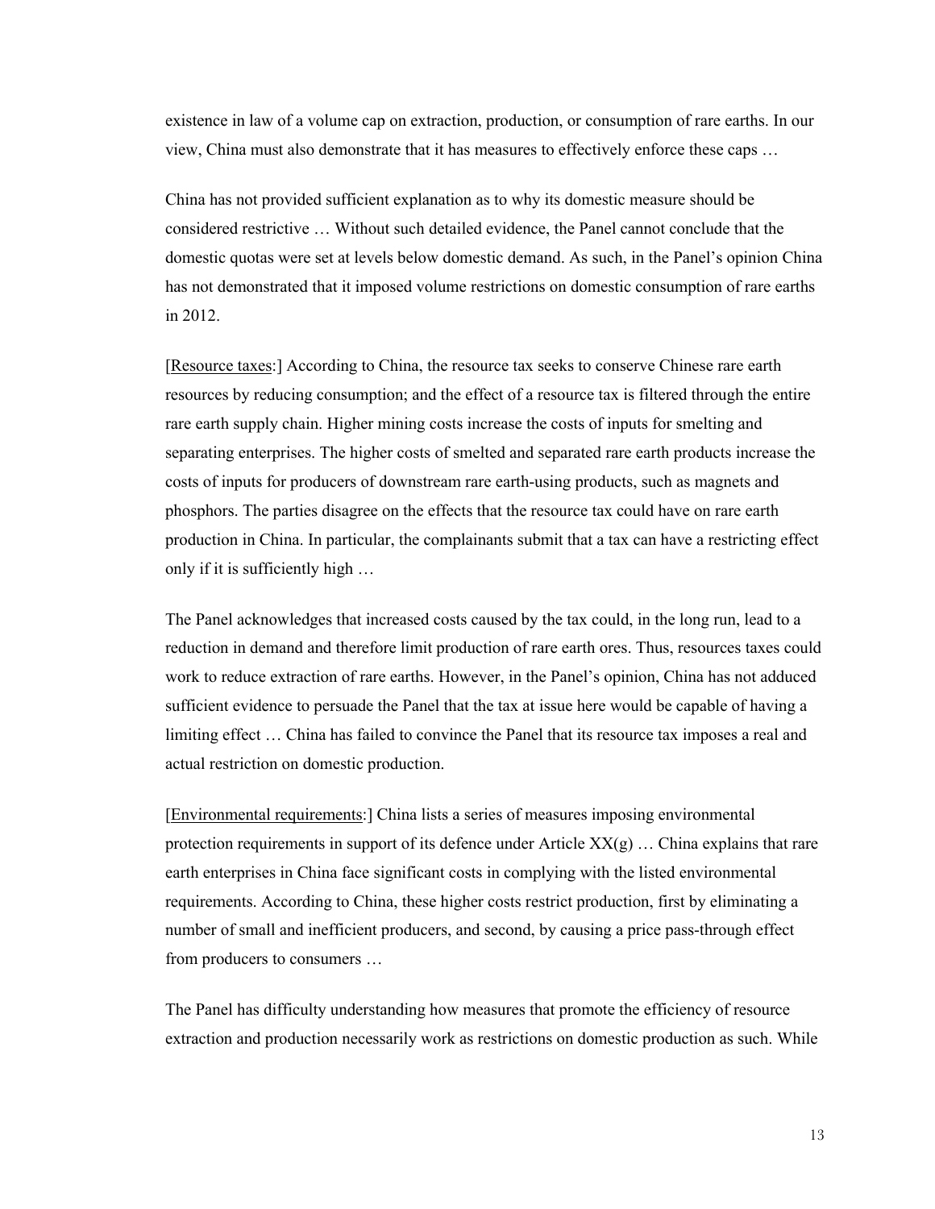existence in law of a volume cap on extraction, production, or consumption of rare earths. In our view, China must also demonstrate that it has measures to effectively enforce these caps …

China has not provided sufficient explanation as to why its domestic measure should be considered restrictive … Without such detailed evidence, the Panel cannot conclude that the domestic quotas were set at levels below domestic demand. As such, in the Panel's opinion China has not demonstrated that it imposed volume restrictions on domestic consumption of rare earths in 2012.

[Resource taxes:] According to China, the resource tax seeks to conserve Chinese rare earth resources by reducing consumption; and the effect of a resource tax is filtered through the entire rare earth supply chain. Higher mining costs increase the costs of inputs for smelting and separating enterprises. The higher costs of smelted and separated rare earth products increase the costs of inputs for producers of downstream rare earth-using products, such as magnets and phosphors. The parties disagree on the effects that the resource tax could have on rare earth production in China. In particular, the complainants submit that a tax can have a restricting effect only if it is sufficiently high …

The Panel acknowledges that increased costs caused by the tax could, in the long run, lead to a reduction in demand and therefore limit production of rare earth ores. Thus, resources taxes could work to reduce extraction of rare earths. However, in the Panel's opinion, China has not adduced sufficient evidence to persuade the Panel that the tax at issue here would be capable of having a limiting effect … China has failed to convince the Panel that its resource tax imposes a real and actual restriction on domestic production.

[Environmental requirements:] China lists a series of measures imposing environmental protection requirements in support of its defence under Article XX(g) … China explains that rare earth enterprises in China face significant costs in complying with the listed environmental requirements. According to China, these higher costs restrict production, first by eliminating a number of small and inefficient producers, and second, by causing a price pass-through effect from producers to consumers …

The Panel has difficulty understanding how measures that promote the efficiency of resource extraction and production necessarily work as restrictions on domestic production as such. While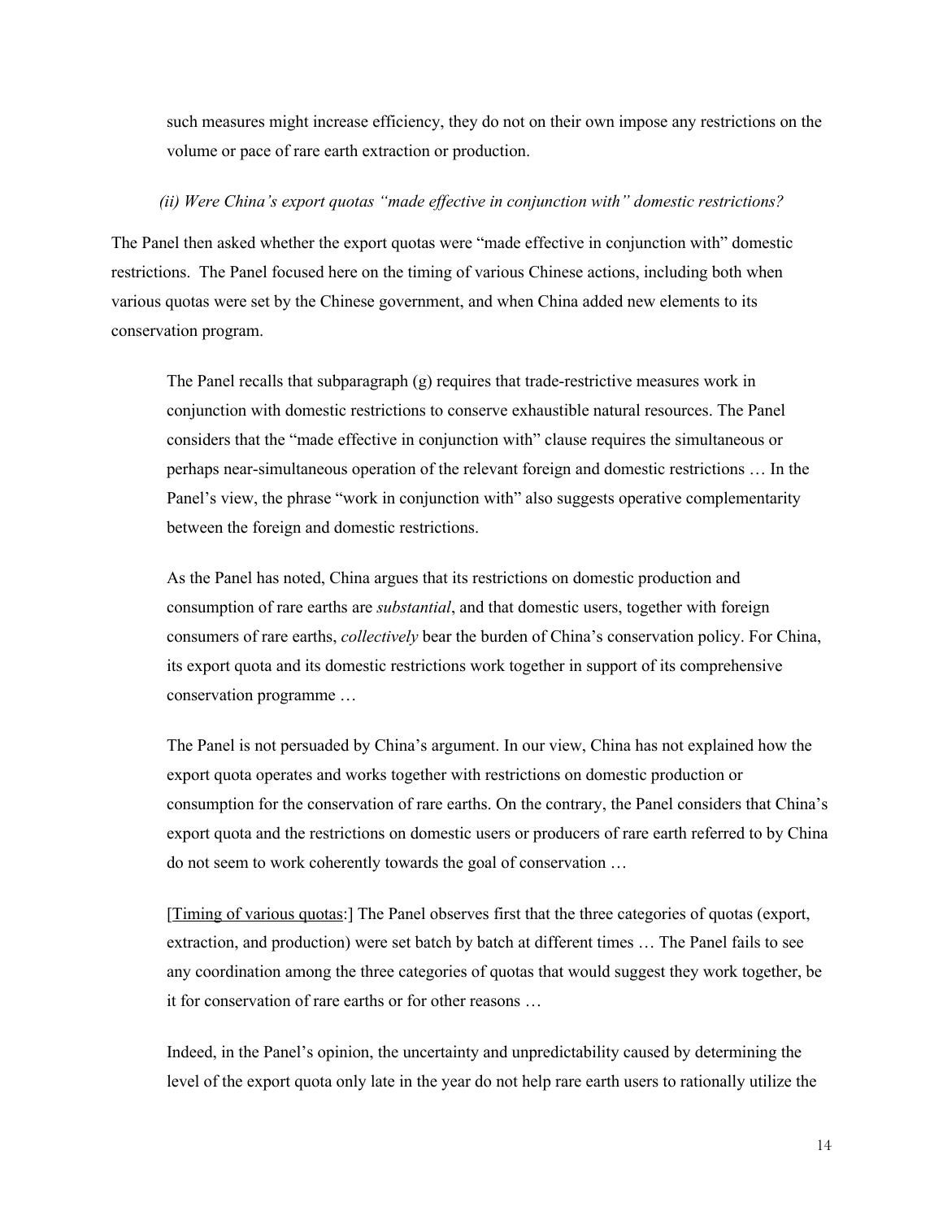> such measures might increase efficiency, they do not on their own impose any restrictions on the volume or pace of rare earth extraction or production.

*(ii) Were China's export quotas "made effective in conjunction with" domestic restrictions?*

The Panel then asked whether the export quotas were "made effective in conjunction with" domestic restrictions. The Panel focused here on the timing of various Chinese actions, including both when various quotas were set by the Chinese government, and when China added new elements to its conservation program.

> The Panel recalls that subparagraph (g) requires that trade-restrictive measures work in conjunction with domestic restrictions to conserve exhaustible natural resources. The Panel considers that the "made effective in conjunction with" clause requires the simultaneous or perhaps near-simultaneous operation of the relevant foreign and domestic restrictions … In the Panel's view, the phrase "work in conjunction with" also suggests operative complementarity between the foreign and domestic restrictions.
>
> As the Panel has noted, China argues that its restrictions on domestic production and consumption of rare earths are *substantial*, and that domestic users, together with foreign consumers of rare earths, *collectively* bear the burden of China's conservation policy. For China, its export quota and its domestic restrictions work together in support of its comprehensive conservation programme …
>
> The Panel is not persuaded by China's argument. In our view, China has not explained how the export quota operates and works together with restrictions on domestic production or consumption for the conservation of rare earths. On the contrary, the Panel considers that China's export quota and the restrictions on domestic users or producers of rare earth referred to by China do not seem to work coherently towards the goal of conservation …
>
> [<u>Timing of various quotas</u>:] The Panel observes first that the three categories of quotas (export, extraction, and production) were set batch by batch at different times … The Panel fails to see any coordination among the three categories of quotas that would suggest they work together, be it for conservation of rare earths or for other reasons …
>
> Indeed, in the Panel's opinion, the uncertainty and unpredictability caused by determining the level of the export quota only late in the year do not help rare earth users to rationally utilize the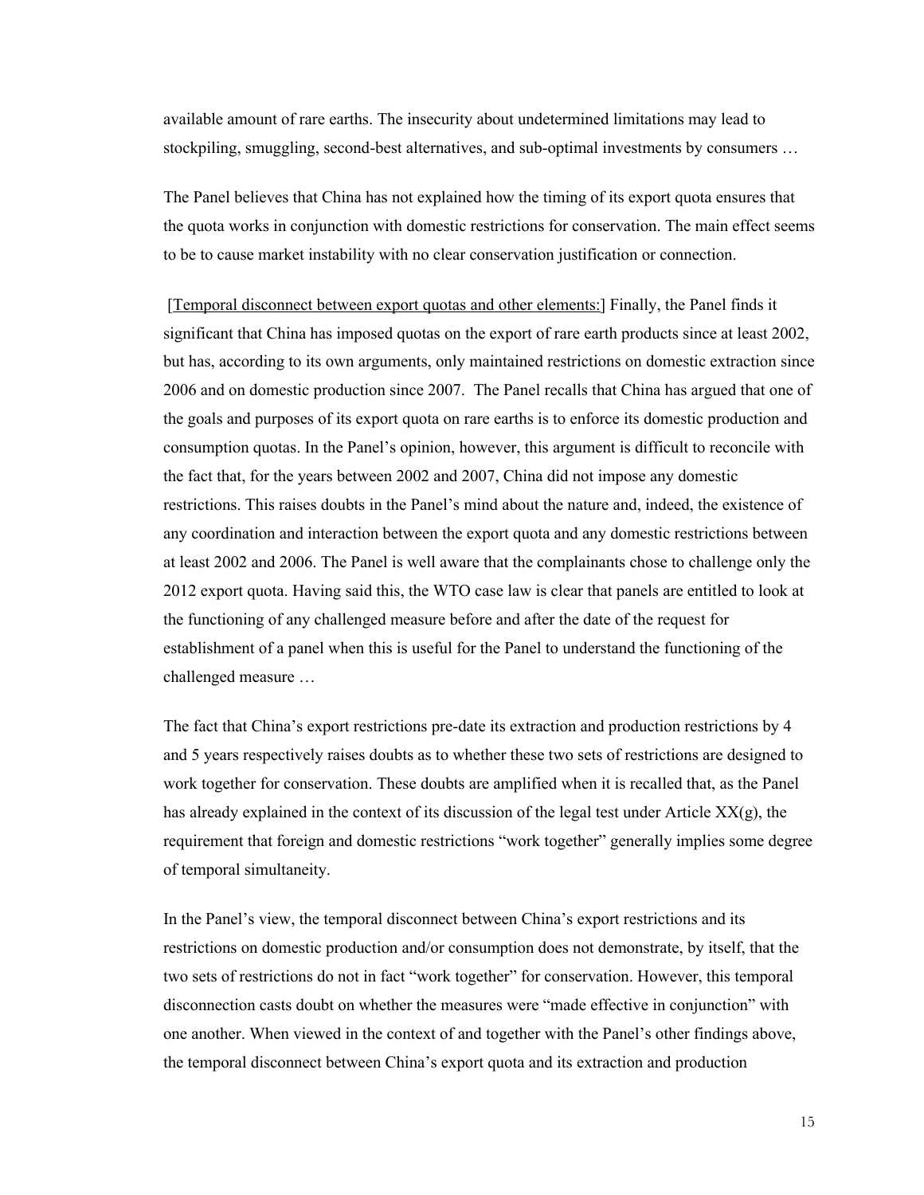available amount of rare earths. The insecurity about undetermined limitations may lead to stockpiling, smuggling, second-best alternatives, and sub-optimal investments by consumers …

The Panel believes that China has not explained how the timing of its export quota ensures that the quota works in conjunction with domestic restrictions for conservation. The main effect seems to be to cause market instability with no clear conservation justification or connection.

[<u>Temporal disconnect between export quotas and other elements:</u>] Finally, the Panel finds it significant that China has imposed quotas on the export of rare earth products since at least 2002, but has, according to its own arguments, only maintained restrictions on domestic extraction since 2006 and on domestic production since 2007. The Panel recalls that China has argued that one of the goals and purposes of its export quota on rare earths is to enforce its domestic production and consumption quotas. In the Panel's opinion, however, this argument is difficult to reconcile with the fact that, for the years between 2002 and 2007, China did not impose any domestic restrictions. This raises doubts in the Panel's mind about the nature and, indeed, the existence of any coordination and interaction between the export quota and any domestic restrictions between at least 2002 and 2006. The Panel is well aware that the complainants chose to challenge only the 2012 export quota. Having said this, the WTO case law is clear that panels are entitled to look at the functioning of any challenged measure before and after the date of the request for establishment of a panel when this is useful for the Panel to understand the functioning of the challenged measure …

The fact that China's export restrictions pre-date its extraction and production restrictions by 4 and 5 years respectively raises doubts as to whether these two sets of restrictions are designed to work together for conservation. These doubts are amplified when it is recalled that, as the Panel has already explained in the context of its discussion of the legal test under Article XX(g), the requirement that foreign and domestic restrictions "work together" generally implies some degree of temporal simultaneity.

In the Panel's view, the temporal disconnect between China's export restrictions and its restrictions on domestic production and/or consumption does not demonstrate, by itself, that the two sets of restrictions do not in fact "work together" for conservation. However, this temporal disconnection casts doubt on whether the measures were "made effective in conjunction" with one another. When viewed in the context of and together with the Panel's other findings above, the temporal disconnect between China's export quota and its extraction and production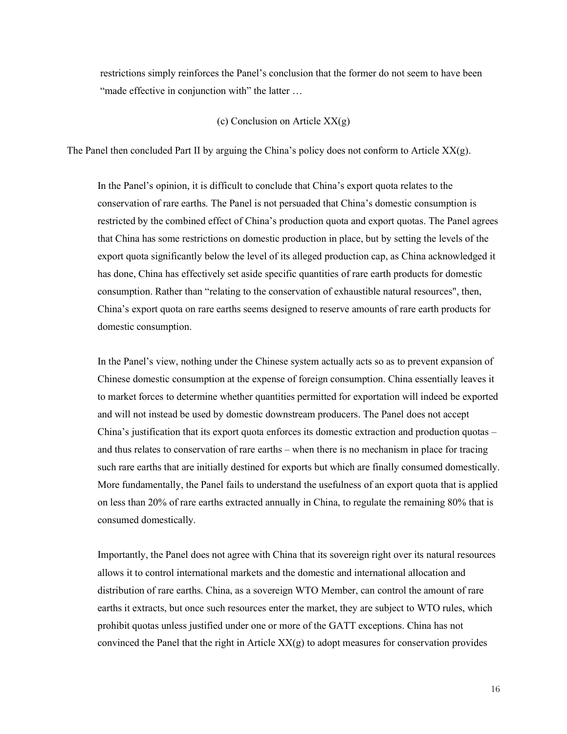> restrictions simply reinforces the Panel's conclusion that the former do not seem to have been "made effective in conjunction with" the latter …

(c) Conclusion on Article XX(g)

The Panel then concluded Part II by arguing the China's policy does not conform to Article XX(g).

> In the Panel's opinion, it is difficult to conclude that China's export quota relates to the conservation of rare earths. The Panel is not persuaded that China's domestic consumption is restricted by the combined effect of China's production quota and export quotas. The Panel agrees that China has some restrictions on domestic production in place, but by setting the levels of the export quota significantly below the level of its alleged production cap, as China acknowledged it has done, China has effectively set aside specific quantities of rare earth products for domestic consumption. Rather than "relating to the conservation of exhaustible natural resources", then, China's export quota on rare earths seems designed to reserve amounts of rare earth products for domestic consumption.
>
> In the Panel's view, nothing under the Chinese system actually acts so as to prevent expansion of Chinese domestic consumption at the expense of foreign consumption. China essentially leaves it to market forces to determine whether quantities permitted for exportation will indeed be exported and will not instead be used by domestic downstream producers. The Panel does not accept China's justification that its export quota enforces its domestic extraction and production quotas – and thus relates to conservation of rare earths – when there is no mechanism in place for tracing such rare earths that are initially destined for exports but which are finally consumed domestically. More fundamentally, the Panel fails to understand the usefulness of an export quota that is applied on less than 20% of rare earths extracted annually in China, to regulate the remaining 80% that is consumed domestically.
>
> Importantly, the Panel does not agree with China that its sovereign right over its natural resources allows it to control international markets and the domestic and international allocation and distribution of rare earths. China, as a sovereign WTO Member, can control the amount of rare earths it extracts, but once such resources enter the market, they are subject to WTO rules, which prohibit quotas unless justified under one or more of the GATT exceptions. China has not convinced the Panel that the right in Article XX(g) to adopt measures for conservation provides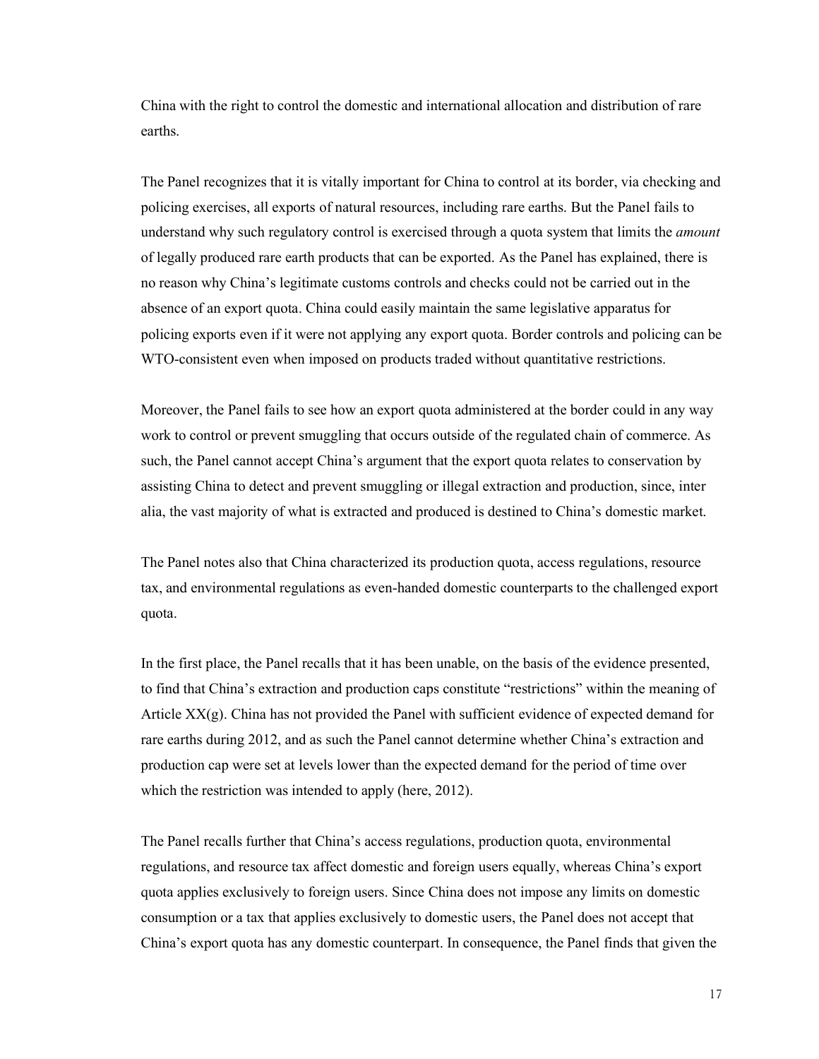China with the right to control the domestic and international allocation and distribution of rare earths.

The Panel recognizes that it is vitally important for China to control at its border, via checking and policing exercises, all exports of natural resources, including rare earths. But the Panel fails to understand why such regulatory control is exercised through a quota system that limits the *amount* of legally produced rare earth products that can be exported. As the Panel has explained, there is no reason why China's legitimate customs controls and checks could not be carried out in the absence of an export quota. China could easily maintain the same legislative apparatus for policing exports even if it were not applying any export quota. Border controls and policing can be WTO-consistent even when imposed on products traded without quantitative restrictions.

Moreover, the Panel fails to see how an export quota administered at the border could in any way work to control or prevent smuggling that occurs outside of the regulated chain of commerce. As such, the Panel cannot accept China's argument that the export quota relates to conservation by assisting China to detect and prevent smuggling or illegal extraction and production, since, inter alia, the vast majority of what is extracted and produced is destined to China's domestic market.

The Panel notes also that China characterized its production quota, access regulations, resource tax, and environmental regulations as even-handed domestic counterparts to the challenged export quota.

In the first place, the Panel recalls that it has been unable, on the basis of the evidence presented, to find that China's extraction and production caps constitute "restrictions" within the meaning of Article XX(g). China has not provided the Panel with sufficient evidence of expected demand for rare earths during 2012, and as such the Panel cannot determine whether China's extraction and production cap were set at levels lower than the expected demand for the period of time over which the restriction was intended to apply (here, 2012).

The Panel recalls further that China's access regulations, production quota, environmental regulations, and resource tax affect domestic and foreign users equally, whereas China's export quota applies exclusively to foreign users. Since China does not impose any limits on domestic consumption or a tax that applies exclusively to domestic users, the Panel does not accept that China's export quota has any domestic counterpart. In consequence, the Panel finds that given the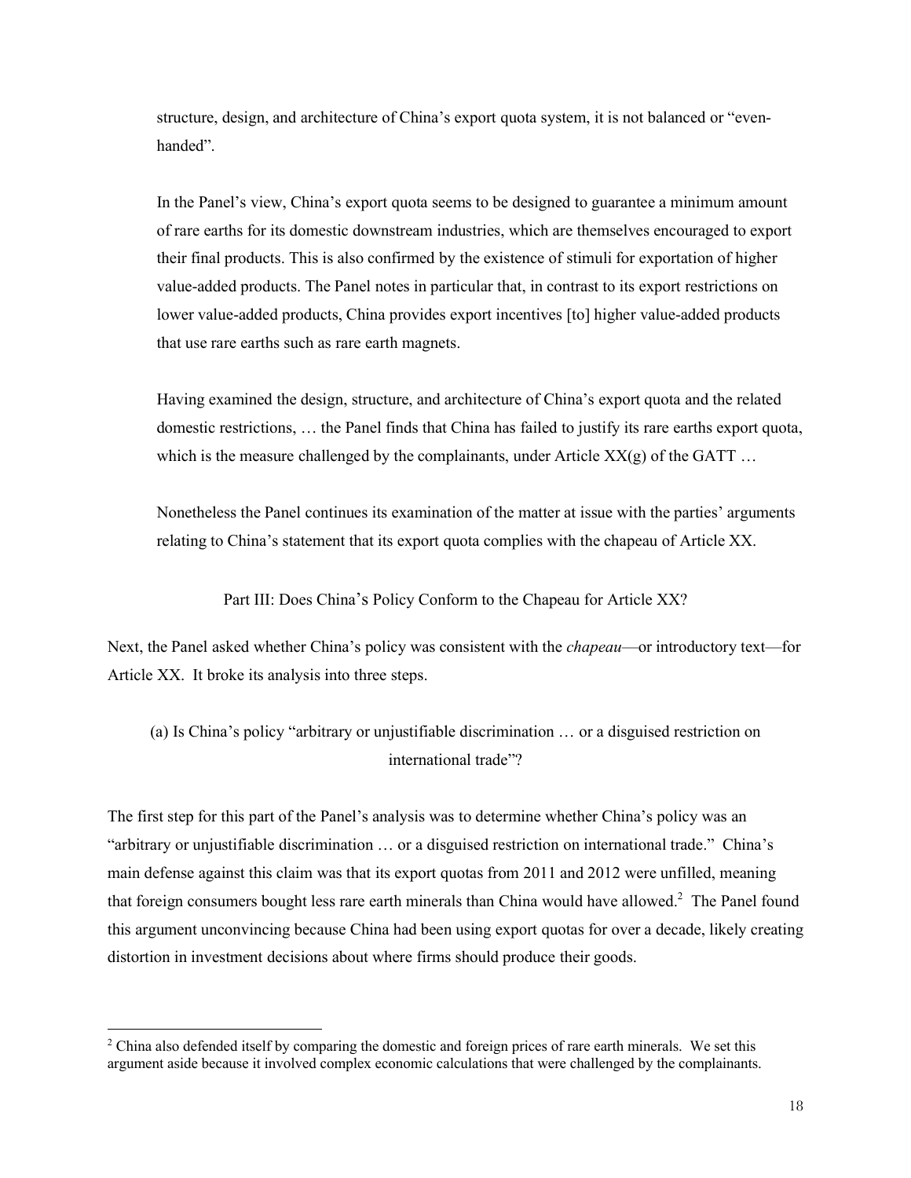> structure, design, and architecture of China's export quota system, it is not balanced or "even-handed".
>
> In the Panel's view, China's export quota seems to be designed to guarantee a minimum amount of rare earths for its domestic downstream industries, which are themselves encouraged to export their final products. This is also confirmed by the existence of stimuli for exportation of higher value-added products. The Panel notes in particular that, in contrast to its export restrictions on lower value-added products, China provides export incentives [to] higher value-added products that use rare earths such as rare earth magnets.
>
> Having examined the design, structure, and architecture of China's export quota and the related domestic restrictions, … the Panel finds that China has failed to justify its rare earths export quota, which is the measure challenged by the complainants, under Article XX(g) of the GATT …
>
> Nonetheless the Panel continues its examination of the matter at issue with the parties' arguments relating to China's statement that its export quota complies with the chapeau of Article XX.

## Part III: Does China's Policy Conform to the Chapeau for Article XX?

Next, the Panel asked whether China's policy was consistent with the *chapeau*—or introductory text—for Article XX. It broke its analysis into three steps.

### (a) Is China's policy "arbitrary or unjustifiable discrimination … or a disguised restriction on international trade"?

The first step for this part of the Panel's analysis was to determine whether China's policy was an "arbitrary or unjustifiable discrimination … or a disguised restriction on international trade." China's main defense against this claim was that its export quotas from 2011 and 2012 were unfilled, meaning that foreign consumers bought less rare earth minerals than China would have allowed.[2] The Panel found this argument unconvincing because China had been using export quotas for over a decade, likely creating distortion in investment decisions about where firms should produce their goods.

---

[2] China also defended itself by comparing the domestic and foreign prices of rare earth minerals. We set this argument aside because it involved complex economic calculations that were challenged by the complainants.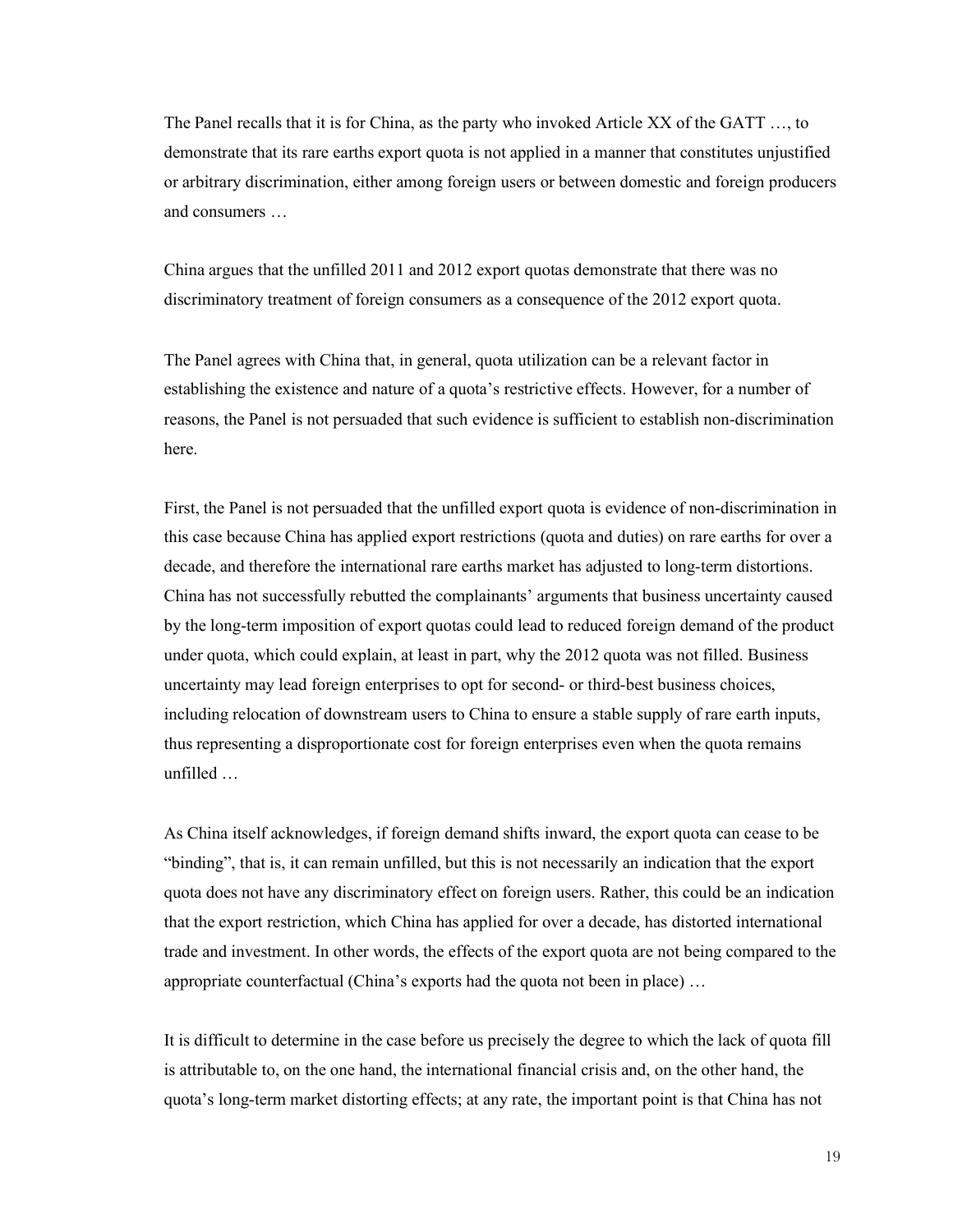The Panel recalls that it is for China, as the party who invoked Article XX of the GATT …, to demonstrate that its rare earths export quota is not applied in a manner that constitutes unjustified or arbitrary discrimination, either among foreign users or between domestic and foreign producers and consumers …

China argues that the unfilled 2011 and 2012 export quotas demonstrate that there was no discriminatory treatment of foreign consumers as a consequence of the 2012 export quota.

The Panel agrees with China that, in general, quota utilization can be a relevant factor in establishing the existence and nature of a quota's restrictive effects. However, for a number of reasons, the Panel is not persuaded that such evidence is sufficient to establish non-discrimination here.

First, the Panel is not persuaded that the unfilled export quota is evidence of non-discrimination in this case because China has applied export restrictions (quota and duties) on rare earths for over a decade, and therefore the international rare earths market has adjusted to long-term distortions. China has not successfully rebutted the complainants' arguments that business uncertainty caused by the long-term imposition of export quotas could lead to reduced foreign demand of the product under quota, which could explain, at least in part, why the 2012 quota was not filled. Business uncertainty may lead foreign enterprises to opt for second- or third-best business choices, including relocation of downstream users to China to ensure a stable supply of rare earth inputs, thus representing a disproportionate cost for foreign enterprises even when the quota remains unfilled …

As China itself acknowledges, if foreign demand shifts inward, the export quota can cease to be "binding", that is, it can remain unfilled, but this is not necessarily an indication that the export quota does not have any discriminatory effect on foreign users. Rather, this could be an indication that the export restriction, which China has applied for over a decade, has distorted international trade and investment. In other words, the effects of the export quota are not being compared to the appropriate counterfactual (China's exports had the quota not been in place) …

It is difficult to determine in the case before us precisely the degree to which the lack of quota fill is attributable to, on the one hand, the international financial crisis and, on the other hand, the quota's long-term market distorting effects; at any rate, the important point is that China has not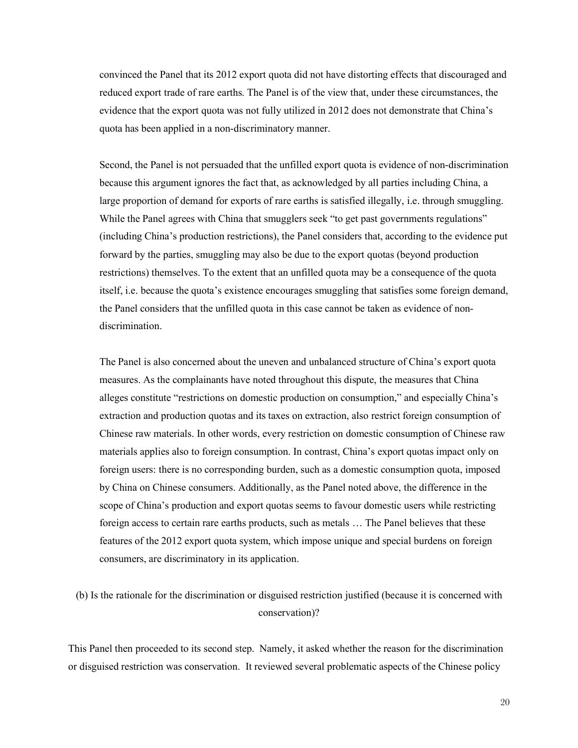convinced the Panel that its 2012 export quota did not have distorting effects that discouraged and reduced export trade of rare earths. The Panel is of the view that, under these circumstances, the evidence that the export quota was not fully utilized in 2012 does not demonstrate that China's quota has been applied in a non-discriminatory manner.

Second, the Panel is not persuaded that the unfilled export quota is evidence of non-discrimination because this argument ignores the fact that, as acknowledged by all parties including China, a large proportion of demand for exports of rare earths is satisfied illegally, i.e. through smuggling. While the Panel agrees with China that smugglers seek "to get past governments regulations" (including China's production restrictions), the Panel considers that, according to the evidence put forward by the parties, smuggling may also be due to the export quotas (beyond production restrictions) themselves. To the extent that an unfilled quota may be a consequence of the quota itself, i.e. because the quota's existence encourages smuggling that satisfies some foreign demand, the Panel considers that the unfilled quota in this case cannot be taken as evidence of non-discrimination.

The Panel is also concerned about the uneven and unbalanced structure of China's export quota measures. As the complainants have noted throughout this dispute, the measures that China alleges constitute "restrictions on domestic production on consumption," and especially China's extraction and production quotas and its taxes on extraction, also restrict foreign consumption of Chinese raw materials. In other words, every restriction on domestic consumption of Chinese raw materials applies also to foreign consumption. In contrast, China's export quotas impact only on foreign users: there is no corresponding burden, such as a domestic consumption quota, imposed by China on Chinese consumers. Additionally, as the Panel noted above, the difference in the scope of China's production and export quotas seems to favour domestic users while restricting foreign access to certain rare earths products, such as metals … The Panel believes that these features of the 2012 export quota system, which impose unique and special burdens on foreign consumers, are discriminatory in its application.

(b) Is the rationale for the discrimination or disguised restriction justified (because it is concerned with conservation)?

This Panel then proceeded to its second step. Namely, it asked whether the reason for the discrimination or disguised restriction was conservation. It reviewed several problematic aspects of the Chinese policy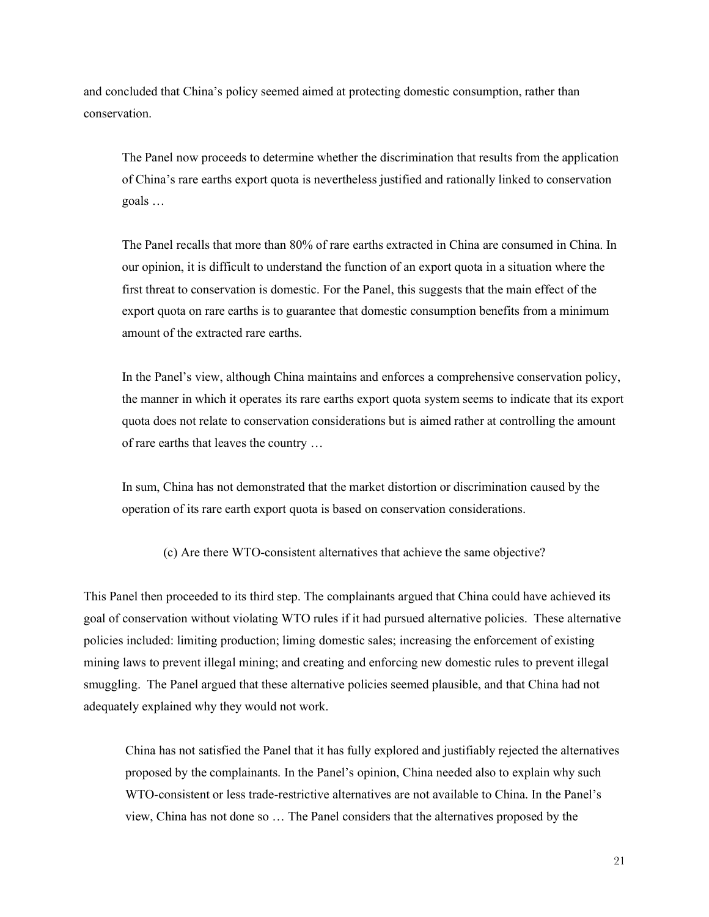and concluded that China's policy seemed aimed at protecting domestic consumption, rather than conservation.

> The Panel now proceeds to determine whether the discrimination that results from the application of China's rare earths export quota is nevertheless justified and rationally linked to conservation goals …
>
> The Panel recalls that more than 80% of rare earths extracted in China are consumed in China. In our opinion, it is difficult to understand the function of an export quota in a situation where the first threat to conservation is domestic. For the Panel, this suggests that the main effect of the export quota on rare earths is to guarantee that domestic consumption benefits from a minimum amount of the extracted rare earths.
>
> In the Panel's view, although China maintains and enforces a comprehensive conservation policy, the manner in which it operates its rare earths export quota system seems to indicate that its export quota does not relate to conservation considerations but is aimed rather at controlling the amount of rare earths that leaves the country …
>
> In sum, China has not demonstrated that the market distortion or discrimination caused by the operation of its rare earth export quota is based on conservation considerations.

(c) Are there WTO-consistent alternatives that achieve the same objective?

This Panel then proceeded to its third step. The complainants argued that China could have achieved its goal of conservation without violating WTO rules if it had pursued alternative policies. These alternative policies included: limiting production; liming domestic sales; increasing the enforcement of existing mining laws to prevent illegal mining; and creating and enforcing new domestic rules to prevent illegal smuggling. The Panel argued that these alternative policies seemed plausible, and that China had not adequately explained why they would not work.

> China has not satisfied the Panel that it has fully explored and justifiably rejected the alternatives proposed by the complainants. In the Panel's opinion, China needed also to explain why such WTO-consistent or less trade-restrictive alternatives are not available to China. In the Panel's view, China has not done so … The Panel considers that the alternatives proposed by the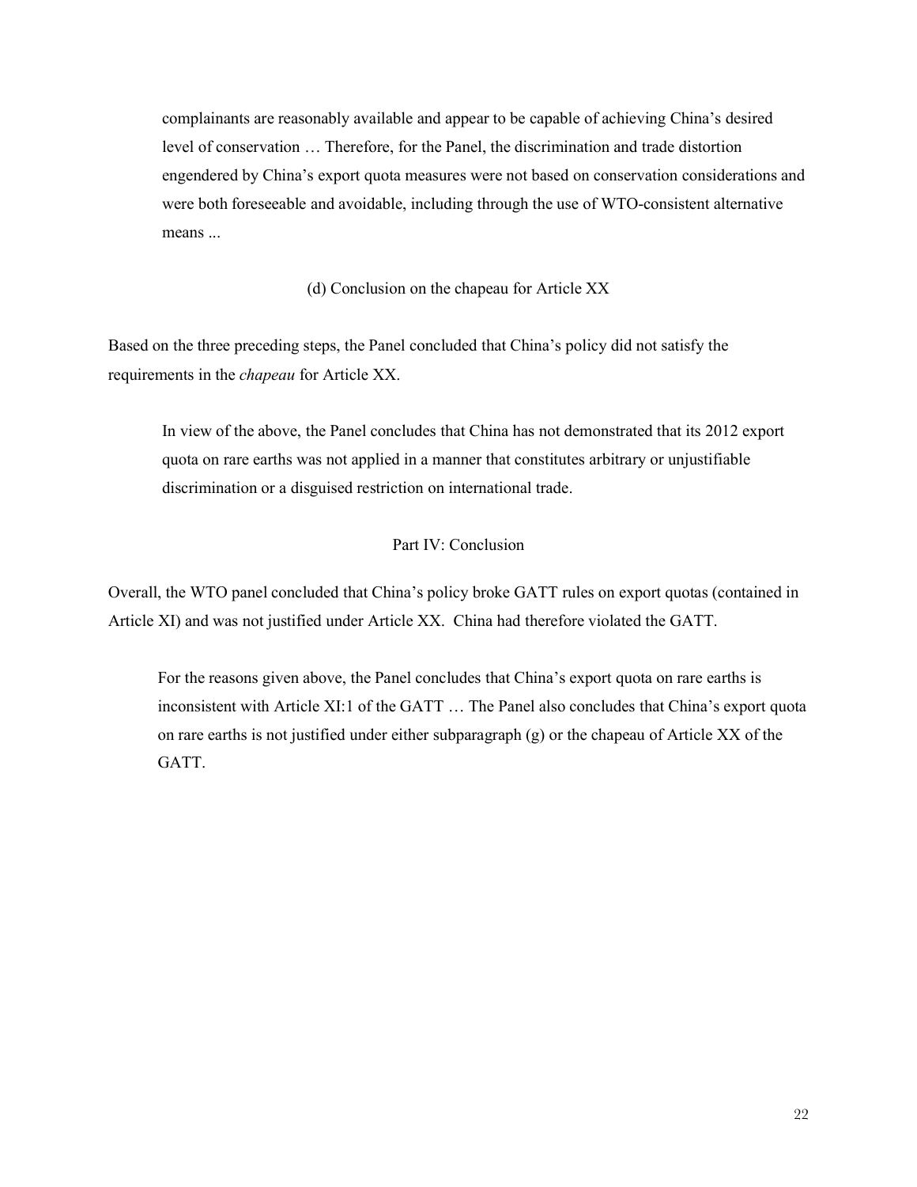> complainants are reasonably available and appear to be capable of achieving China's desired level of conservation … Therefore, for the Panel, the discrimination and trade distortion engendered by China's export quota measures were not based on conservation considerations and were both foreseeable and avoidable, including through the use of WTO-consistent alternative means ...

### (d) Conclusion on the chapeau for Article XX

Based on the three preceding steps, the Panel concluded that China's policy did not satisfy the requirements in the *chapeau* for Article XX.

> In view of the above, the Panel concludes that China has not demonstrated that its 2012 export quota on rare earths was not applied in a manner that constitutes arbitrary or unjustifiable discrimination or a disguised restriction on international trade.

## Part IV: Conclusion

Overall, the WTO panel concluded that China's policy broke GATT rules on export quotas (contained in Article XI) and was not justified under Article XX. China had therefore violated the GATT.

> For the reasons given above, the Panel concludes that China's export quota on rare earths is inconsistent with Article XI:1 of the GATT … The Panel also concludes that China's export quota on rare earths is not justified under either subparagraph (g) or the chapeau of Article XX of the GATT.